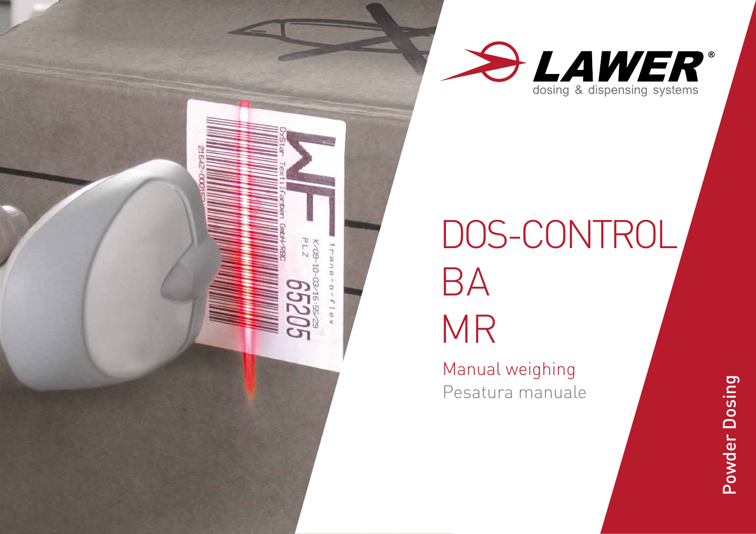LAWER®

dosing & dispensing systems

# DOS-CONTROL
# BA
# MR

Manual weighing

Pesatura manuale

Powder Dosing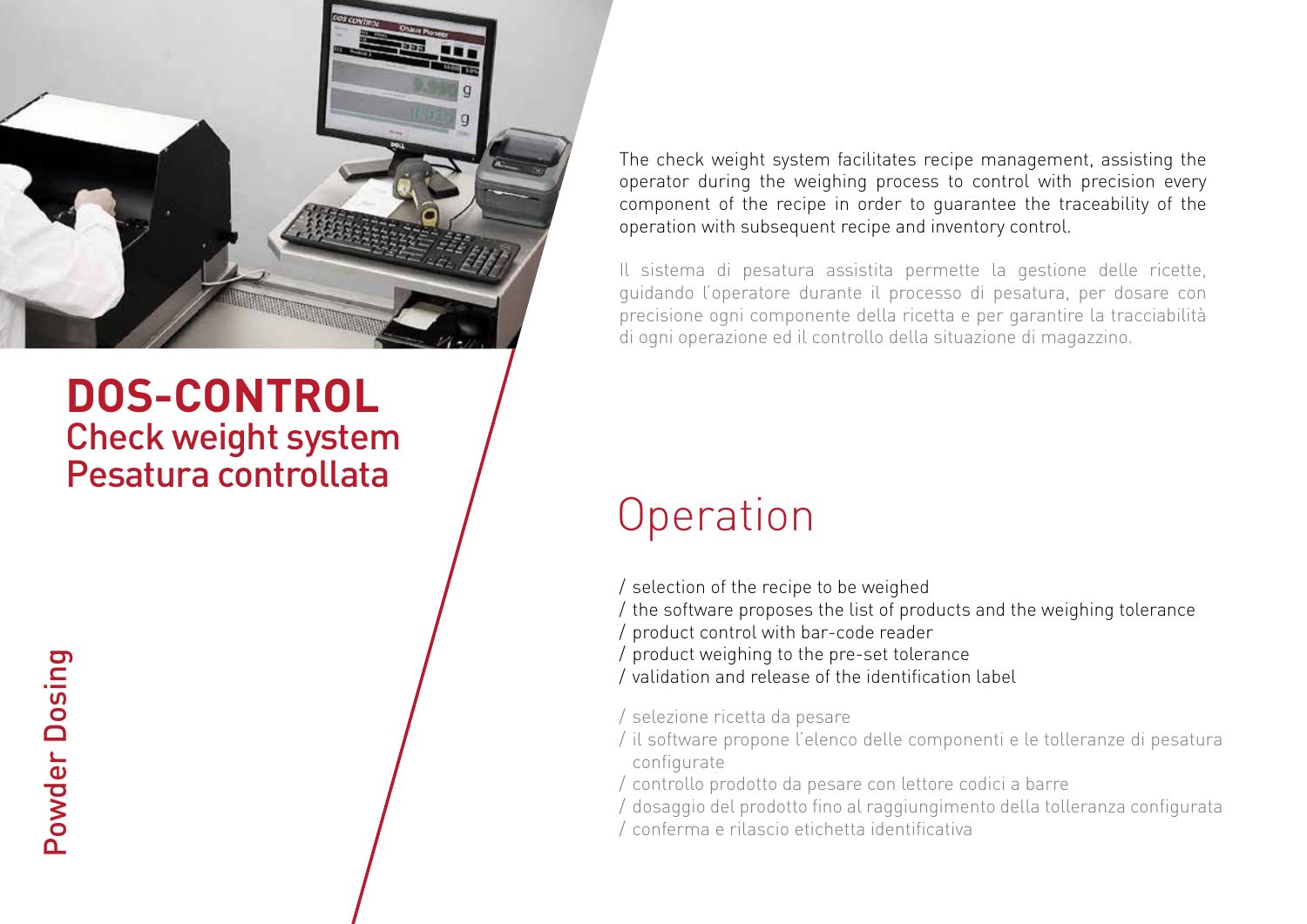# DOS-CONTROL
## Check weight system
## Pesatura controllata

Powder Dosing

The check weight system facilitates recipe management, assisting the operator during the weighing process to control with precision every component of the recipe in order to guarantee the traceability of the operation with subsequent recipe and inventory control.

Il sistema di pesatura assistita permette la gestione delle ricette, guidando l'operatore durante il processo di pesatura, per dosare con precisione ogni componente della ricetta e per garantire la tracciabilità di ogni operazione ed il controllo della situazione di magazzino.

## Operation

/ selection of the recipe to be weighed
/ the software proposes the list of products and the weighing tolerance
/ product control with bar-code reader
/ product weighing to the pre-set tolerance
/ validation and release of the identification label

/ selezione ricetta da pesare
/ il software propone l'elenco delle componenti e le tolleranze di pesatura configurate
/ controllo prodotto da pesare con lettore codici a barre
/ dosaggio del prodotto fino al raggiungimento della tolleranza configurata
/ conferma e rilascio etichetta identificativa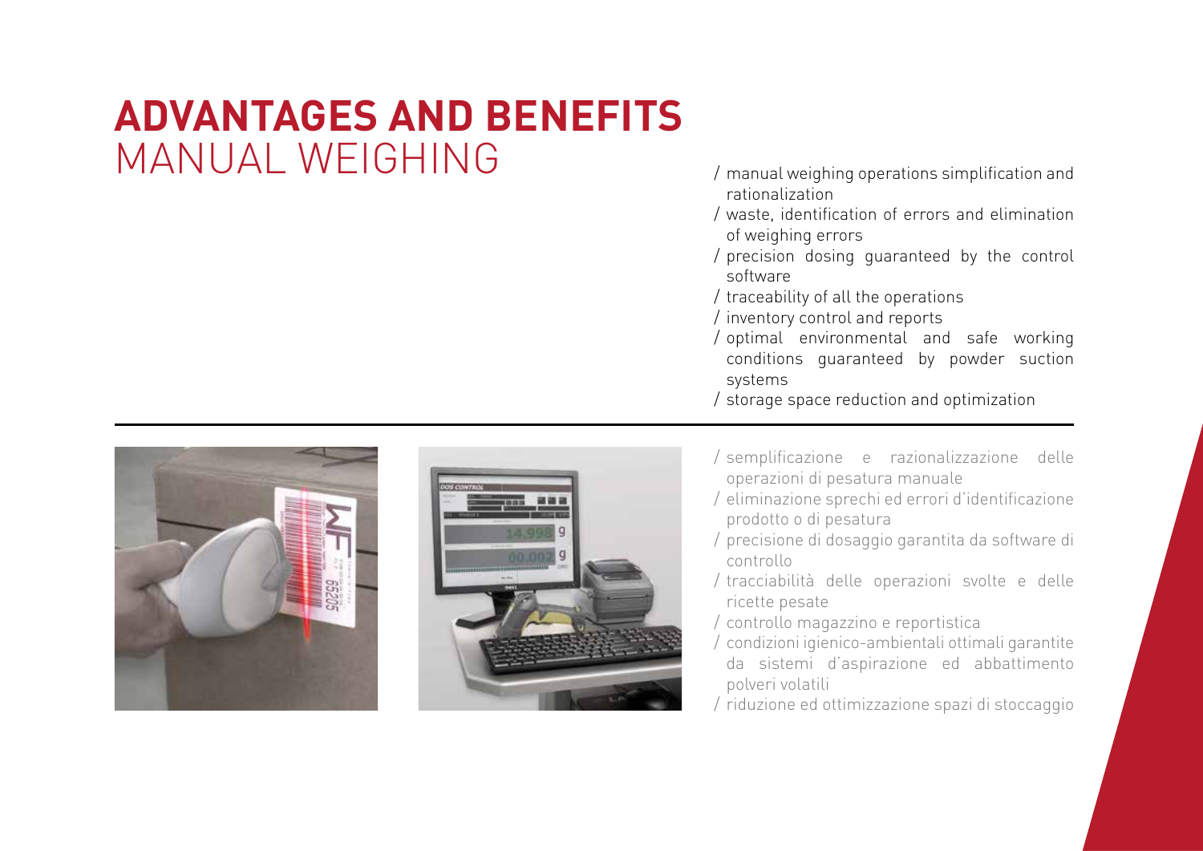# ADVANTAGES AND BENEFITS

## MANUAL WEIGHING

- / manual weighing operations simplification and rationalization
- / waste, identification of errors and elimination of weighing errors
- / precision dosing guaranteed by the control software
- / traceability of all the operations
- / inventory control and reports
- / optimal environmental and safe working conditions guaranteed by powder suction systems
- / storage space reduction and optimization

---

- / semplificazione e razionalizzazione delle operazioni di pesatura manuale
- / eliminazione sprechi ed errori d'identificazione prodotto o di pesatura
- / precisione di dosaggio garantita da software di controllo
- / tracciabilità delle operazioni svolte e delle ricette pesate
- / controllo magazzino e reportistica
- / condizioni igienico-ambientali ottimali garantite da sistemi d'aspirazione ed abbattimento polveri volatili
- / riduzione ed ottimizzazione spazi di stoccaggio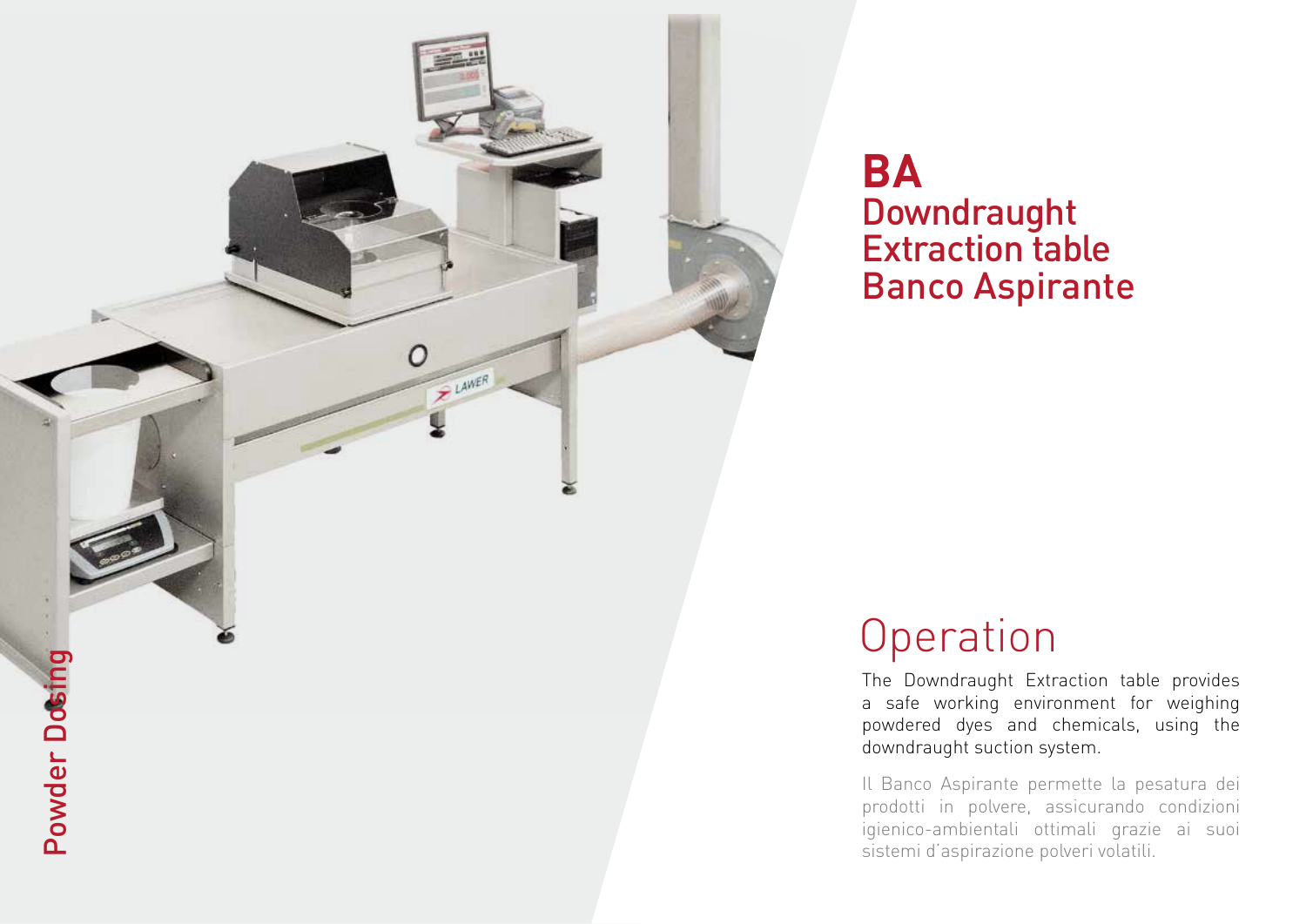# BA
## Downdraught Extraction table
## Banco Aspirante

## Operation

The Downdraught Extraction table provides a safe working environment for weighing powdered dyes and chemicals, using the downdraught suction system.

Il Banco Aspirante permette la pesatura dei prodotti in polvere, assicurando condizioni igienico-ambientali ottimali grazie ai suoi sistemi d'aspirazione polveri volatili.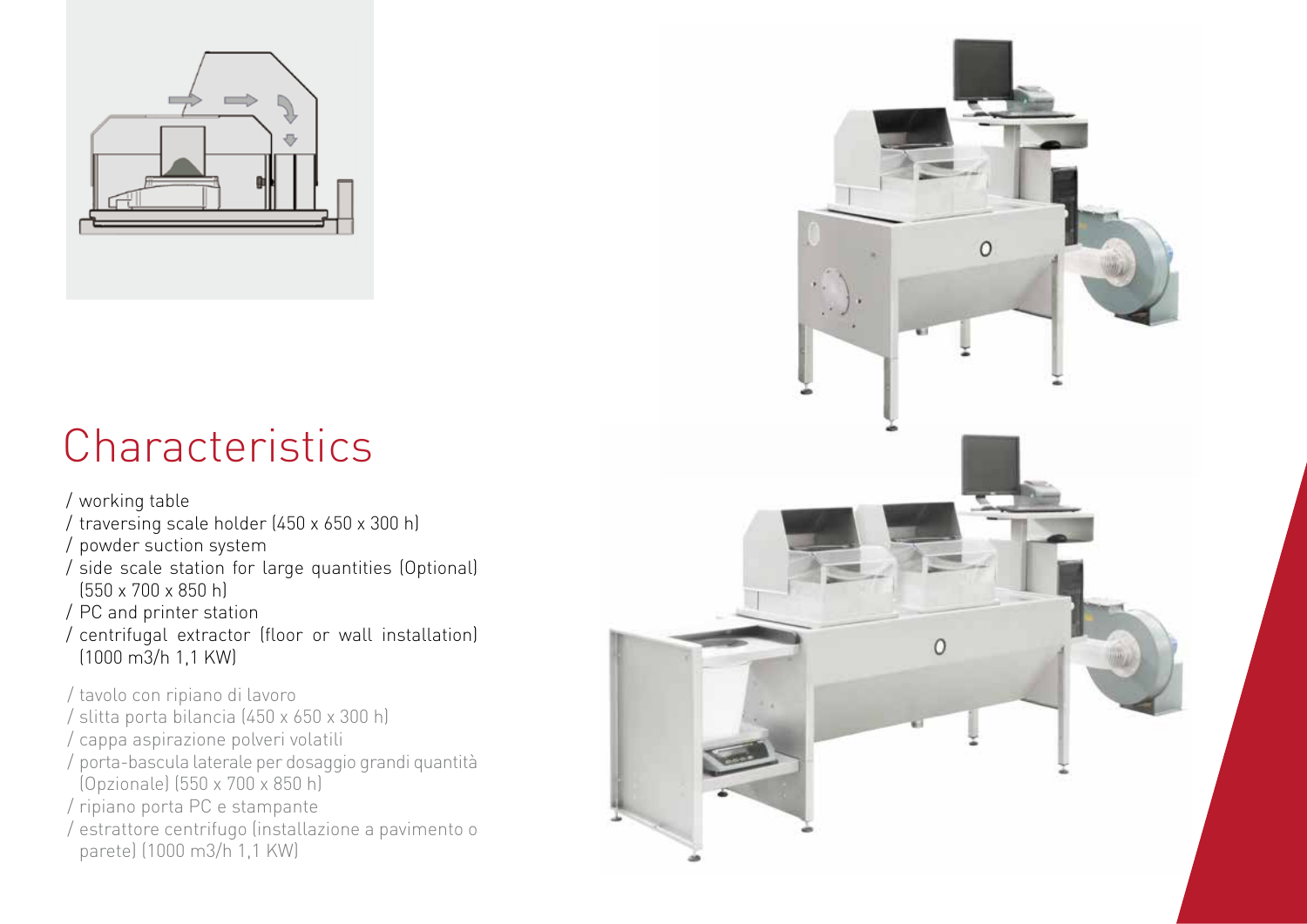# Characteristics

/ working table
/ traversing scale holder (450 x 650 x 300 h)
/ powder suction system
/ side scale station for large quantities (Optional) (550 x 700 x 850 h)
/ PC and printer station
/ centrifugal extractor (floor or wall installation) (1000 m3/h 1,1 KW)

/ tavolo con ripiano di lavoro
/ slitta porta bilancia (450 x 650 x 300 h)
/ cappa aspirazione polveri volatili
/ porta-bascula laterale per dosaggio grandi quantità (Opzionale) (550 x 700 x 850 h)
/ ripiano porta PC e stampante
/ estrattore centrifugo (installazione a pavimento o parete) (1000 m3/h 1,1 KW)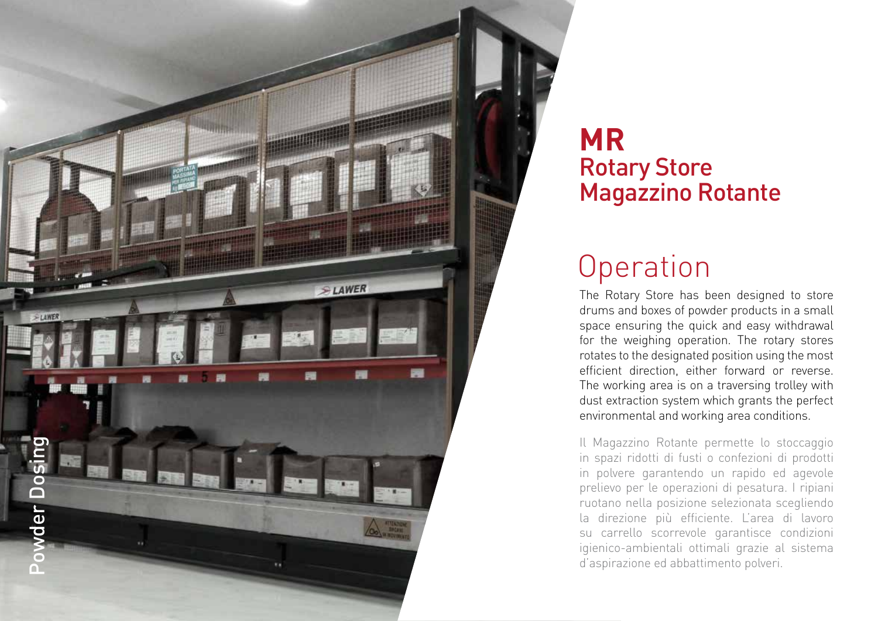# MR
## Rotary Store
## Magazzino Rotante

## Operation

The Rotary Store has been designed to store drums and boxes of powder products in a small space ensuring the quick and easy withdrawal for the weighing operation. The rotary stores rotates to the designated position using the most efficient direction, either forward or reverse. The working area is on a traversing trolley with dust extraction system which grants the perfect environmental and working area conditions.

Il Magazzino Rotante permette lo stoccaggio in spazi ridotti di fusti o confezioni di prodotti in polvere garantendo un rapido ed agevole prelievo per le operazioni di pesatura. I ripiani ruotano nella posizione selezionata scegliendo la direzione più efficiente. L'area di lavoro su carrello scorrevole garantisce condizioni igienico-ambientali ottimali grazie al sistema d'aspirazione ed abbattimento polveri.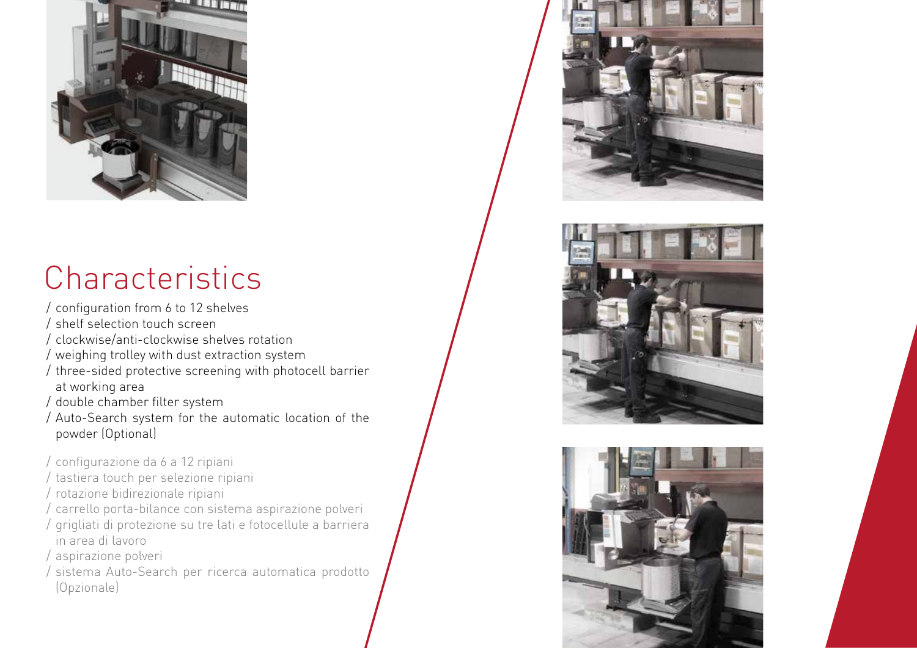# Characteristics

/ configuration from 6 to 12 shelves
/ shelf selection touch screen
/ clockwise/anti-clockwise shelves rotation
/ weighing trolley with dust extraction system
/ three-sided protective screening with photocell barrier at working area
/ double chamber filter system
/ Auto-Search system for the automatic location of the powder (Optional)

/ configurazione da 6 a 12 ripiani
/ tastiera touch per selezione ripiani
/ rotazione bidirezionale ripiani
/ carrello porta-bilance con sistema aspirazione polveri
/ grigliati di protezione su tre lati e fotocellule a barriera in area di lavoro
/ aspirazione polveri
/ sistema Auto-Search per ricerca automatica prodotto (Opzionale)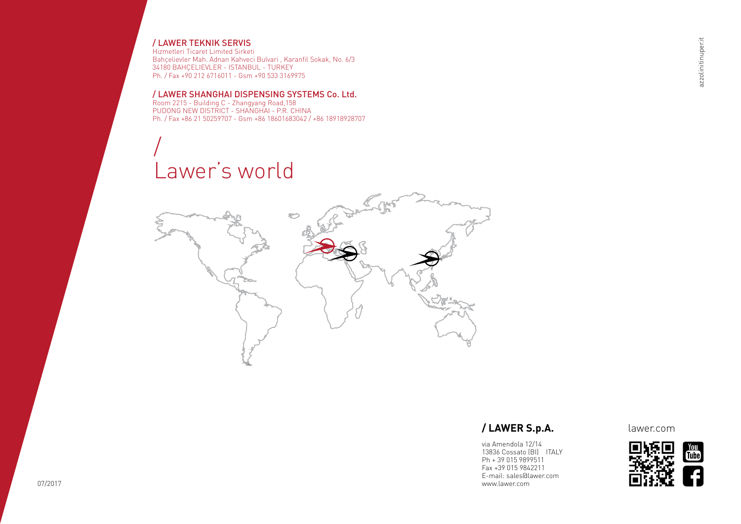## / LAWER TEKNIK SERVIS

Hizmetleri Ticaret Limited Sirketi
Bahçelievler Mah. Adnan Kahveci Bulvari , Karanfil Sokak, No. 6/3
34180 BAHÇELIEVLER - ISTANBUL - TURKEY
Ph. / Fax +90 212 6716011 - Gsm +90 533 3169975

## / LAWER SHANGHAI DISPENSING SYSTEMS Co. Ltd.

Room 2215 - Building C - Zhangyang Road,158
PUDONG NEW DISTRICT - SHANGHAI - P.R. CHINA
Ph. / Fax +86 21 50259707 - Gsm +86 18601683042 / +86 18918928707

# / Lawer's world

## / LAWER S.p.A.

via Amendola 12/14
13836 Cossato (BI) ITALY
Ph + 39 015 9899511
Fax +39 015 9842211
E-mail: sales@lawer.com
www.lawer.com

lawer.com

07/2017

azzolinitinuper.it